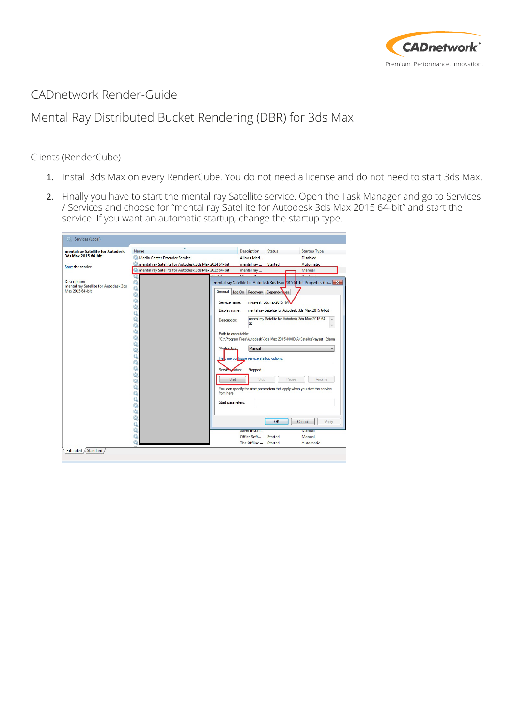# CADnetwork Render-Guide

## Mental Ray Distributed Bucket Rendering (DBR) for 3ds Max

### Clients (RenderCube)

1. Install 3ds Max on every RenderCube. You do not need a license and do not need to start 3ds Max.
2. Finally you have to start the mental ray Satellite service. Open the Task Manager and go to Services / Services and choose for "mental ray Satellite for Autodesk 3ds Max 2015 64-bit" and start the service. If you want an automatic startup, change the startup type.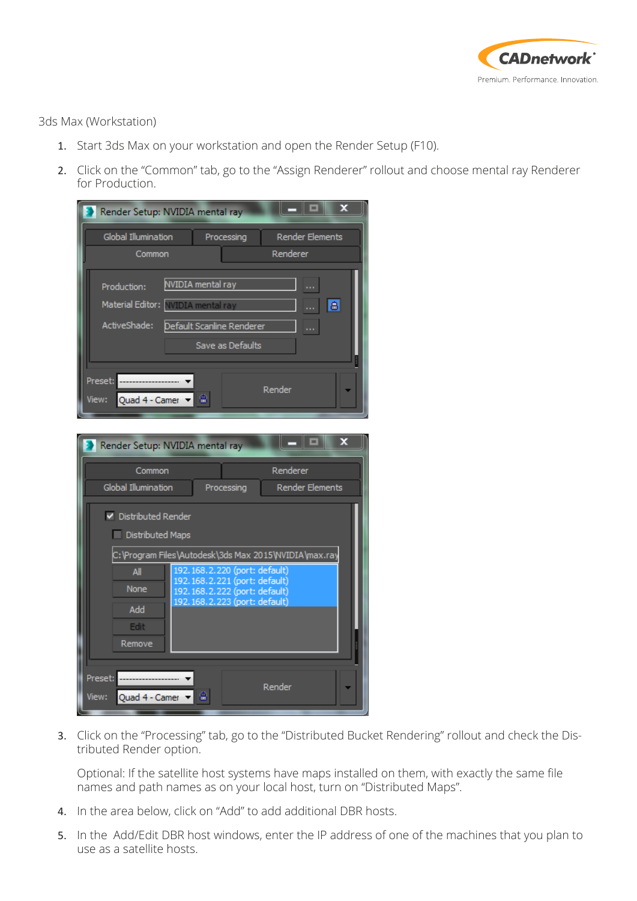3ds Max (Workstation)

1. Start 3ds Max on your workstation and open the Render Setup (F10).
2. Click on the "Common" tab, go to the "Assign Renderer" rollout and choose mental ray Renderer for Production.
3. Click on the "Processing" tab, go to the "Distributed Bucket Rendering" rollout and check the Distributed Render option.

   Optional: If the satellite host systems have maps installed on them, with exactly the same file names and path names as on your local host, turn on "Distributed Maps".
4. In the area below, click on "Add" to add additional DBR hosts.
5. In the Add/Edit DBR host windows, enter the IP address of one of the machines that you plan to use as a satellite hosts.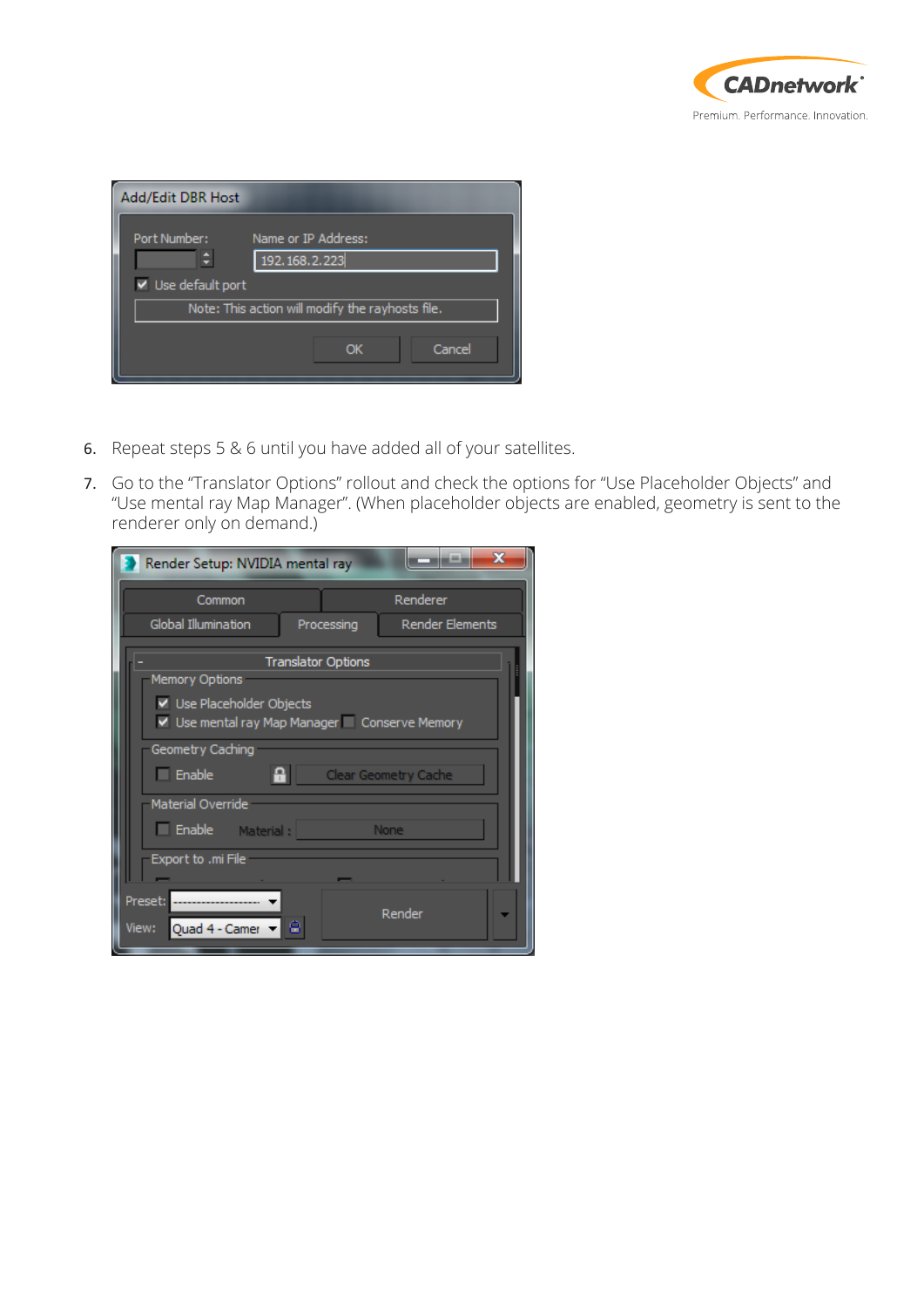6. Repeat steps 5 & 6 until you have added all of your satellites.

7. Go to the “Translator Options” rollout and check the options for “Use Placeholder Objects” and “Use mental ray Map Manager”. (When placeholder objects are enabled, geometry is sent to the renderer only on demand.)